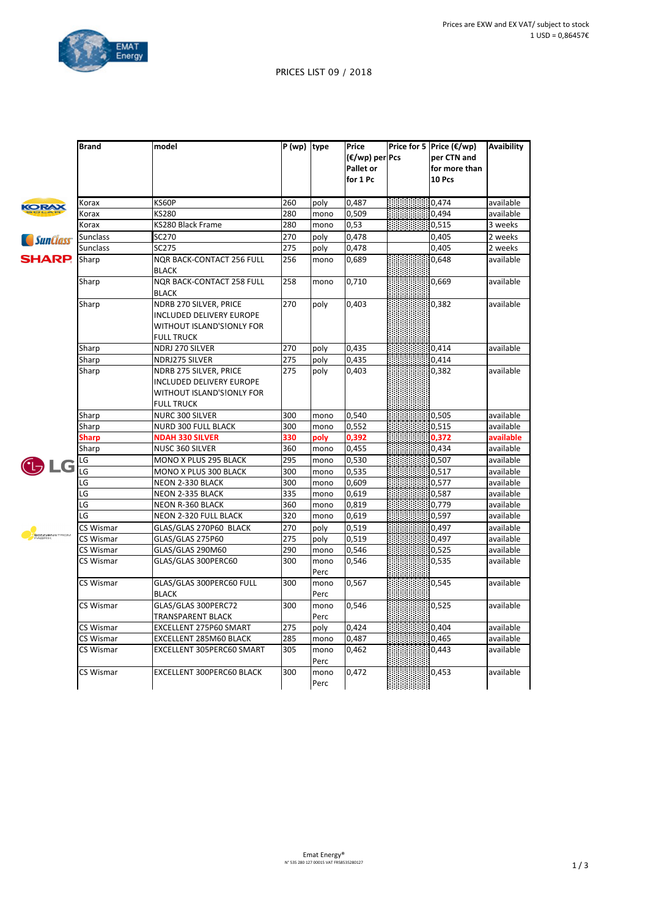Prices are EXW and EX VAT/ subject to stock
1 USD = 0,86457€

PRICES LIST 09 / 2018

| Brand | model | P (wp) | type | Price (€/wp) per Pallet or for 1 Pc | Price for 5 Pcs | Price (€/wp) per CTN and for more than 10 Pcs | Avaibility |
|---|---|---|---|---|---|---|---|
| Korax | KS60P | 260 | poly | 0,487 | | 0,474 | available |
| Korax | KS280 | 280 | mono | 0,509 | | 0,494 | available |
| Korax | KS280 Black Frame | 280 | mono | 0,53 | | 0,515 | 3 weeks |
| Sunclass | SC270 | 270 | poly | 0,478 | | 0,405 | 2 weeks |
| Sunclass | SC275 | 275 | poly | 0,478 | | 0,405 | 2 weeks |
| Sharp | NQR BACK-CONTACT 256 FULL BLACK | 256 | mono | 0,689 | | 0,648 | available |
| Sharp | NQR BACK-CONTACT 258 FULL BLACK | 258 | mono | 0,710 | | 0,669 | available |
| Sharp | NDRB 270 SILVER, PRICE INCLUDED DELIVERY EUROPE WITHOUT ISLAND'S!ONLY FOR FULL TRUCK | 270 | poly | 0,403 | | 0,382 | available |
| Sharp | NDRJ 270 SILVER | 270 | poly | 0,435 | | 0,414 | available |
| Sharp | NDRJ275 SILVER | 275 | poly | 0,435 | | 0,414 | |
| Sharp | NDRB 275 SILVER, PRICE INCLUDED DELIVERY EUROPE WITHOUT ISLAND'S!ONLY FOR FULL TRUCK | 275 | poly | 0,403 | | 0,382 | available |
| Sharp | NURC 300 SILVER | 300 | mono | 0,540 | | 0,505 | available |
| Sharp | NURD 300 FULL BLACK | 300 | mono | 0,552 | | 0,515 | available |
| **Sharp** | **NDAH 330 SILVER** | **330** | **poly** | **0,392** | | **0,372** | **available** |
| Sharp | NUSC 360 SILVER | 360 | mono | 0,455 | | 0,434 | available |
| LG | MONO X PLUS 295 BLACK | 295 | mono | 0,530 | | 0,507 | available |
| LG | MONO X PLUS 300 BLACK | 300 | mono | 0,535 | | 0,517 | available |
| LG | NEON 2-330 BLACK | 300 | mono | 0,609 | | 0,577 | available |
| LG | NEON 2-335 BLACK | 335 | mono | 0,619 | | 0,587 | available |
| LG | NEON R-360 BLACK | 360 | mono | 0,819 | | 0,779 | available |
| LG | NEON 2-320 FULL BLACK | 320 | mono | 0,619 | | 0,597 | available |
| CS Wismar | GLAS/GLAS 270P60 BLACK | 270 | poly | 0,519 | | 0,497 | available |
| CS Wismar | GLAS/GLAS 275P60 | 275 | poly | 0,519 | | 0,497 | available |
| CS Wismar | GLAS/GLAS 290M60 | 290 | mono | 0,546 | | 0,525 | available |
| CS Wismar | GLAS/GLAS 300PERC60 | 300 | mono Perc | 0,546 | | 0,535 | available |
| CS Wismar | GLAS/GLAS 300PERC60 FULL BLACK | 300 | mono Perc | 0,567 | | 0,545 | available |
| CS Wismar | GLAS/GLAS 300PERC72 TRANSPARENT BLACK | 300 | mono Perc | 0,546 | | 0,525 | available |
| CS Wismar | EXCELLENT 275P60 SMART | 275 | poly | 0,424 | | 0,404 | available |
| CS Wismar | EXCELLENT 285M60 BLACK | 285 | mono | 0,487 | | 0,465 | available |
| CS Wismar | EXCELLENT 305PERC60 SMART | 305 | mono Perc | 0,462 | | 0,443 | available |
| CS Wismar | EXCELLENT 300PERC60 BLACK | 300 | mono Perc | 0,472 | | 0,453 | available |

Emat Energy®
N° 535 280 127 00015 VAT FR58535280127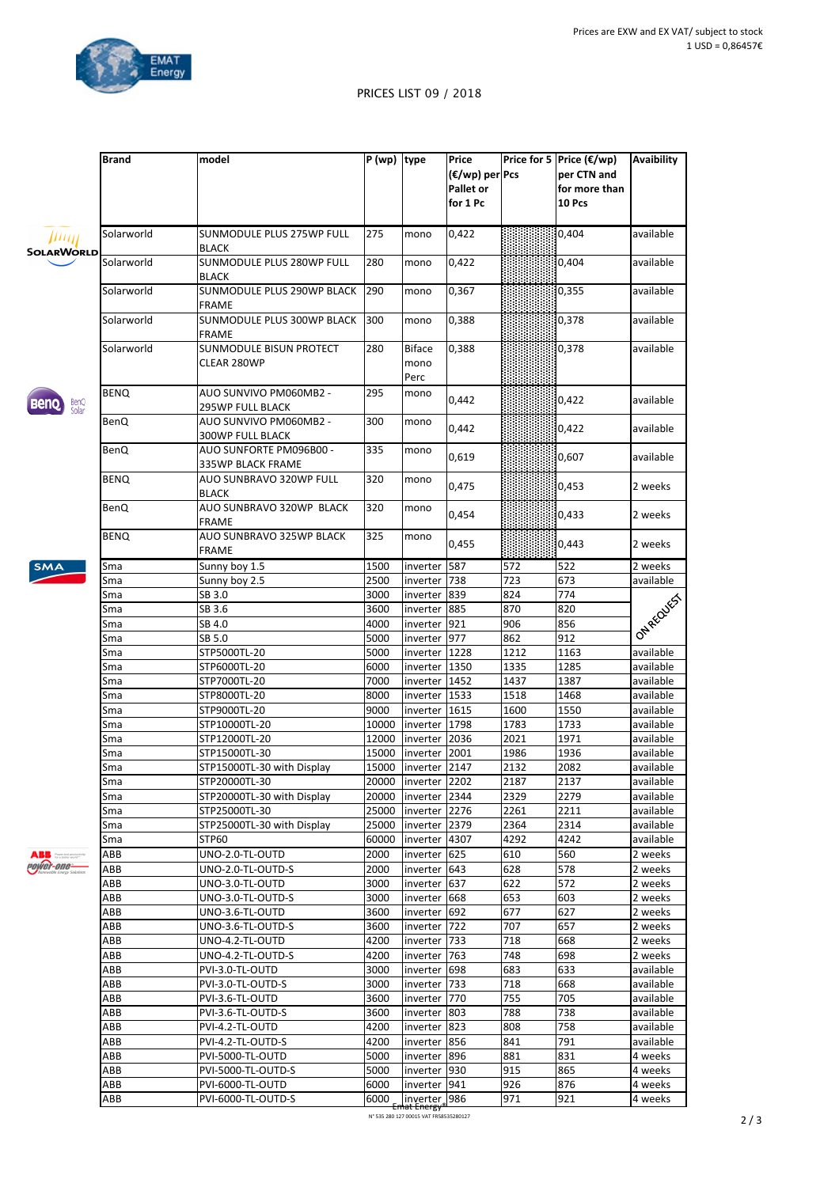Prices are EXW and EX VAT/ subject to stock
1 USD = 0,86457€

PRICES LIST 09 / 2018

| Brand | model | P (wp) | type | Price (€/wp) per Pallet or for 1 Pc | Price for 5 Pcs | Price (€/wp) per CTN and for more than 10 Pcs | Avaibility |
|---|---|---|---|---|---|---|---|
| Solarworld | SUNMODULE PLUS 275WP FULL BLACK | 275 | mono | 0,422 | | 0,404 | available |
| Solarworld | SUNMODULE PLUS 280WP FULL BLACK | 280 | mono | 0,422 | | 0,404 | available |
| Solarworld | SUNMODULE PLUS 290WP BLACK FRAME | 290 | mono | 0,367 | | 0,355 | available |
| Solarworld | SUNMODULE PLUS 300WP BLACK FRAME | 300 | mono | 0,388 | | 0,378 | available |
| Solarworld | SUNMODULE BISUN PROTECT CLEAR 280WP | 280 | Biface mono Perc | 0,388 | | 0,378 | available |
| BENQ | AUO SUNVIVO PM060MB2 - 295WP FULL BLACK | 295 | mono | 0,442 | | 0,422 | available |
| BenQ | AUO SUNVIVO PM060MB2 - 300WP FULL BLACK | 300 | mono | 0,442 | | 0,422 | available |
| BenQ | AUO SUNFORTE PM096B00 - 335WP BLACK FRAME | 335 | mono | 0,619 | | 0,607 | available |
| BENQ | AUO SUNBRAVO 320WP FULL BLACK | 320 | mono | 0,475 | | 0,453 | 2 weeks |
| BenQ | AUO SUNBRAVO 320WP BLACK FRAME | 320 | mono | 0,454 | | 0,433 | 2 weeks |
| BENQ | AUO SUNBRAVO 325WP BLACK FRAME | 325 | mono | 0,455 | | 0,443 | 2 weeks |
| Sma | Sunny boy 1.5 | 1500 | inverter | 587 | 572 | 522 | 2 weeks |
| Sma | Sunny boy 2.5 | 2500 | inverter | 738 | 723 | 673 | available |
| Sma | SB 3.0 | 3000 | inverter | 839 | 824 | 774 | ON REQUEST |
| Sma | SB 3.6 | 3600 | inverter | 885 | 870 | 820 | ON REQUEST |
| Sma | SB 4.0 | 4000 | inverter | 921 | 906 | 856 | ON REQUEST |
| Sma | SB 5.0 | 5000 | inverter | 977 | 862 | 912 | ON REQUEST |
| Sma | STP5000TL-20 | 5000 | inverter | 1228 | 1212 | 1163 | available |
| Sma | STP6000TL-20 | 6000 | inverter | 1350 | 1335 | 1285 | available |
| Sma | STP7000TL-20 | 7000 | inverter | 1452 | 1437 | 1387 | available |
| Sma | STP8000TL-20 | 8000 | inverter | 1533 | 1518 | 1468 | available |
| Sma | STP9000TL-20 | 9000 | inverter | 1615 | 1600 | 1550 | available |
| Sma | STP10000TL-20 | 10000 | inverter | 1798 | 1783 | 1733 | available |
| Sma | STP12000TL-20 | 12000 | inverter | 2036 | 2021 | 1971 | available |
| Sma | STP15000TL-30 | 15000 | inverter | 2001 | 1986 | 1936 | available |
| Sma | STP15000TL-30 with Display | 15000 | inverter | 2147 | 2132 | 2082 | available |
| Sma | STP20000TL-30 | 20000 | inverter | 2202 | 2187 | 2137 | available |
| Sma | STP20000TL-30 with Display | 20000 | inverter | 2344 | 2329 | 2279 | available |
| Sma | STP25000TL-30 | 25000 | inverter | 2276 | 2261 | 2211 | available |
| Sma | STP25000TL-30 with Display | 25000 | inverter | 2379 | 2364 | 2314 | available |
| Sma | STP60 | 60000 | inverter | 4307 | 4292 | 4242 | available |
| ABB | UNO-2.0-TL-OUTD | 2000 | inverter | 625 | 610 | 560 | 2 weeks |
| ABB | UNO-2.0-TL-OUTD-S | 2000 | inverter | 643 | 628 | 578 | 2 weeks |
| ABB | UNO-3.0-TL-OUTD | 3000 | inverter | 637 | 622 | 572 | 2 weeks |
| ABB | UNO-3.0-TL-OUTD-S | 3000 | inverter | 668 | 653 | 603 | 2 weeks |
| ABB | UNO-3.6-TL-OUTD | 3600 | inverter | 692 | 677 | 627 | 2 weeks |
| ABB | UNO-3.6-TL-OUTD-S | 3600 | inverter | 722 | 707 | 657 | 2 weeks |
| ABB | UNO-4.2-TL-OUTD | 4200 | inverter | 733 | 718 | 668 | 2 weeks |
| ABB | UNO-4.2-TL-OUTD-S | 4200 | inverter | 763 | 748 | 698 | 2 weeks |
| ABB | PVI-3.0-TL-OUTD | 3000 | inverter | 698 | 683 | 633 | available |
| ABB | PVI-3.0-TL-OUTD-S | 3000 | inverter | 733 | 718 | 668 | available |
| ABB | PVI-3.6-TL-OUTD | 3600 | inverter | 770 | 755 | 705 | available |
| ABB | PVI-3.6-TL-OUTD-S | 3600 | inverter | 803 | 788 | 738 | available |
| ABB | PVI-4.2-TL-OUTD | 4200 | inverter | 823 | 808 | 758 | available |
| ABB | PVI-4.2-TL-OUTD-S | 4200 | inverter | 856 | 841 | 791 | available |
| ABB | PVI-5000-TL-OUTD | 5000 | inverter | 896 | 881 | 831 | 4 weeks |
| ABB | PVI-5000-TL-OUTD-S | 5000 | inverter | 930 | 915 | 865 | 4 weeks |
| ABB | PVI-6000-TL-OUTD | 6000 | inverter | 941 | 926 | 876 | 4 weeks |
| ABB | PVI-6000-TL-OUTD-S | 6000 | inverter | 986 | 971 | 921 | 4 weeks |

Emat Energy®
N° 535 280 127 00015 VAT FR58535280127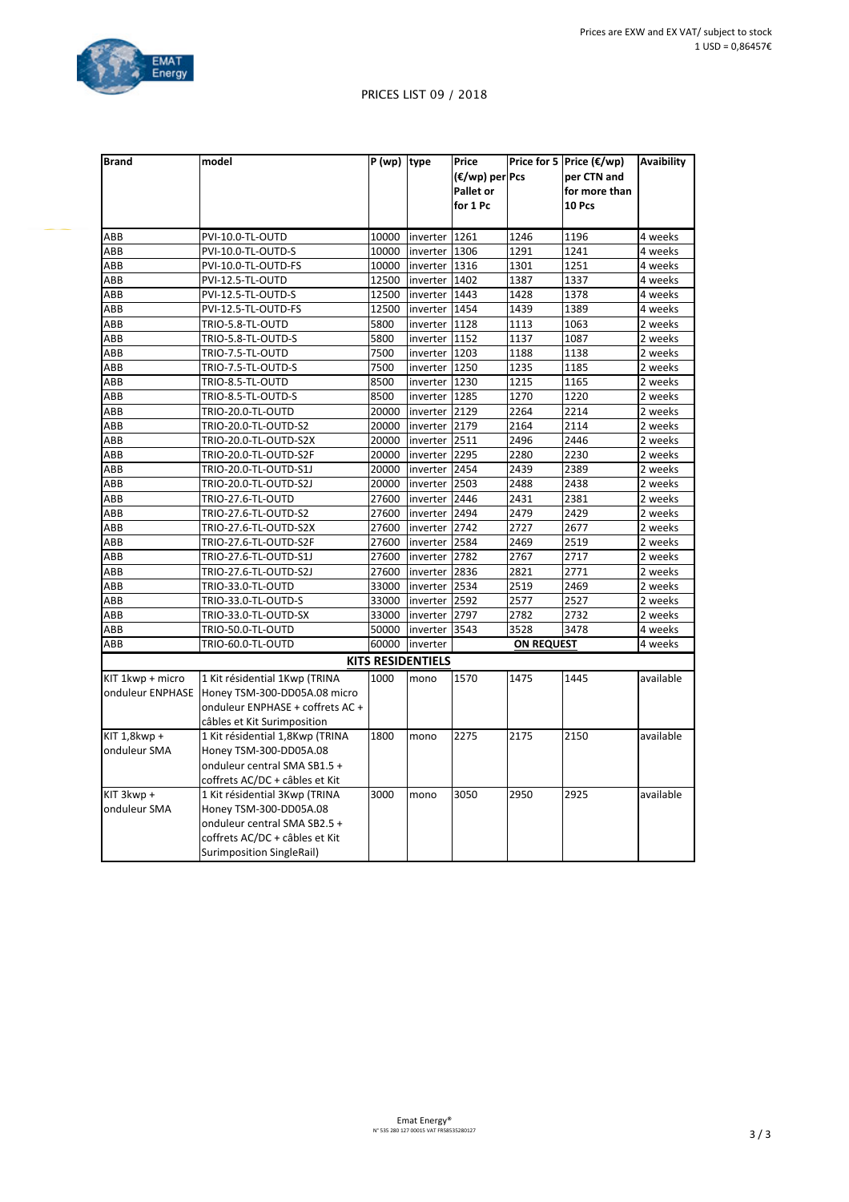Prices are EXW and EX VAT/ subject to stock
1 USD = 0,86457€

# PRICES LIST 09 / 2018

| Brand | model | P (wp) | type | Price (€/wp) per Pallet or for 1 Pc | Price for 5 Pcs | Price (€/wp) per CTN and for more than 10 Pcs | Avaibility |
|---|---|---|---|---|---|---|---|
| ABB | PVI-10.0-TL-OUTD | 10000 | inverter | 1261 | 1246 | 1196 | 4 weeks |
| ABB | PVI-10.0-TL-OUTD-S | 10000 | inverter | 1306 | 1291 | 1241 | 4 weeks |
| ABB | PVI-10.0-TL-OUTD-FS | 10000 | inverter | 1316 | 1301 | 1251 | 4 weeks |
| ABB | PVI-12.5-TL-OUTD | 12500 | inverter | 1402 | 1387 | 1337 | 4 weeks |
| ABB | PVI-12.5-TL-OUTD-S | 12500 | inverter | 1443 | 1428 | 1378 | 4 weeks |
| ABB | PVI-12.5-TL-OUTD-FS | 12500 | inverter | 1454 | 1439 | 1389 | 4 weeks |
| ABB | TRIO-5.8-TL-OUTD | 5800 | inverter | 1128 | 1113 | 1063 | 2 weeks |
| ABB | TRIO-5.8-TL-OUTD-S | 5800 | inverter | 1152 | 1137 | 1087 | 2 weeks |
| ABB | TRIO-7.5-TL-OUTD | 7500 | inverter | 1203 | 1188 | 1138 | 2 weeks |
| ABB | TRIO-7.5-TL-OUTD-S | 7500 | inverter | 1250 | 1235 | 1185 | 2 weeks |
| ABB | TRIO-8.5-TL-OUTD | 8500 | inverter | 1230 | 1215 | 1165 | 2 weeks |
| ABB | TRIO-8.5-TL-OUTD-S | 8500 | inverter | 1285 | 1270 | 1220 | 2 weeks |
| ABB | TRIO-20.0-TL-OUTD | 20000 | inverter | 2129 | 2264 | 2214 | 2 weeks |
| ABB | TRIO-20.0-TL-OUTD-S2 | 20000 | inverter | 2179 | 2164 | 2114 | 2 weeks |
| ABB | TRIO-20.0-TL-OUTD-S2X | 20000 | inverter | 2511 | 2496 | 2446 | 2 weeks |
| ABB | TRIO-20.0-TL-OUTD-S2F | 20000 | inverter | 2295 | 2280 | 2230 | 2 weeks |
| ABB | TRIO-20.0-TL-OUTD-S1J | 20000 | inverter | 2454 | 2439 | 2389 | 2 weeks |
| ABB | TRIO-20.0-TL-OUTD-S2J | 20000 | inverter | 2503 | 2488 | 2438 | 2 weeks |
| ABB | TRIO-27.6-TL-OUTD | 27600 | inverter | 2446 | 2431 | 2381 | 2 weeks |
| ABB | TRIO-27.6-TL-OUTD-S2 | 27600 | inverter | 2494 | 2479 | 2429 | 2 weeks |
| ABB | TRIO-27.6-TL-OUTD-S2X | 27600 | inverter | 2742 | 2727 | 2677 | 2 weeks |
| ABB | TRIO-27.6-TL-OUTD-S2F | 27600 | inverter | 2584 | 2469 | 2519 | 2 weeks |
| ABB | TRIO-27.6-TL-OUTD-S1J | 27600 | inverter | 2782 | 2767 | 2717 | 2 weeks |
| ABB | TRIO-27.6-TL-OUTD-S2J | 27600 | inverter | 2836 | 2821 | 2771 | 2 weeks |
| ABB | TRIO-33.0-TL-OUTD | 33000 | inverter | 2534 | 2519 | 2469 | 2 weeks |
| ABB | TRIO-33.0-TL-OUTD-S | 33000 | inverter | 2592 | 2577 | 2527 | 2 weeks |
| ABB | TRIO-33.0-TL-OUTD-SX | 33000 | inverter | 2797 | 2782 | 2732 | 2 weeks |
| ABB | TRIO-50.0-TL-OUTD | 50000 | inverter | 3543 | 3528 | 3478 | 4 weeks |
| ABB | TRIO-60.0-TL-OUTD | 60000 | inverter | | **ON REQUEST** | | 4 weeks |
| | | **KITS RESIDENTIELS** | | | | | |
| KIT 1kwp + micro onduleur ENPHASE | 1 Kit résidential 1Kwp (TRINA Honey TSM-300-DD05A.08 micro onduleur ENPHASE + coffrets AC + câbles et Kit Surimposition | 1000 | mono | 1570 | 1475 | 1445 | available |
| KIT 1,8kwp + onduleur SMA | 1 Kit résidential 1,8Kwp (TRINA Honey TSM-300-DD05A.08 onduleur central SMA SB1.5 + coffrets AC/DC + câbles et Kit | 1800 | mono | 2275 | 2175 | 2150 | available |
| KIT 3kwp + onduleur SMA | 1 Kit résidential 3Kwp (TRINA Honey TSM-300-DD05A.08 onduleur central SMA SB2.5 + coffrets AC/DC + câbles et Kit Surimposition SingleRail) | 3000 | mono | 3050 | 2950 | 2925 | available |

Emat Energy®
N° 535 280 127 00015 VAT FR58535280127